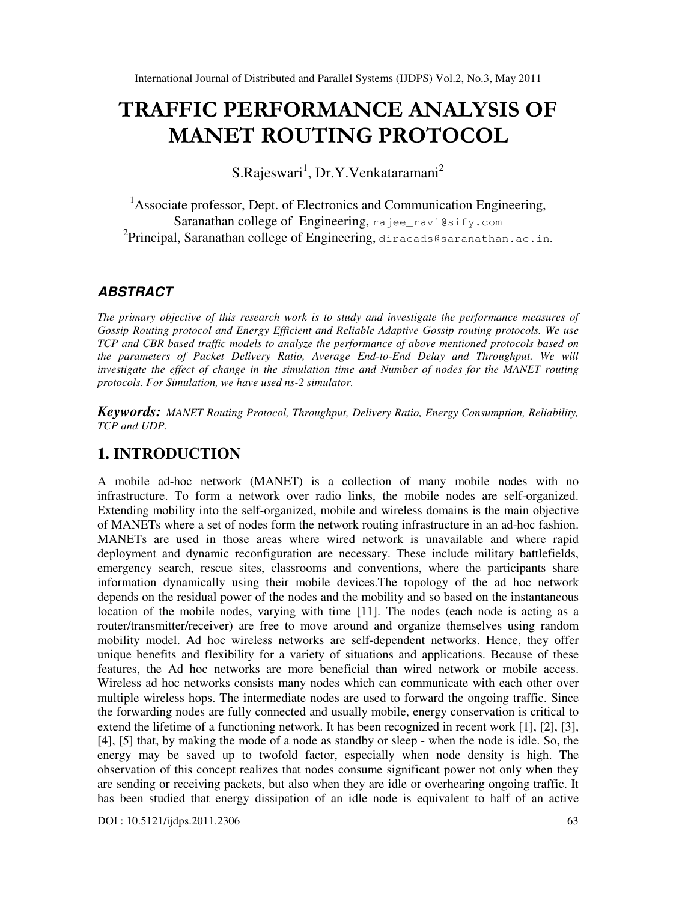# TRAFFIC PERFORMANCE ANALYSIS OF MANET ROUTING PROTOCOL

S.Rajeswari[1], Dr.Y.Venkataramani[2]

[1]Associate professor, Dept. of Electronics and Communication Engineering, Saranathan college of Engineering, rajee_ravi@sify.com
[2]Principal, Saranathan college of Engineering, diracads@saranathan.ac.in.

### ABSTRACT

*The primary objective of this research work is to study and investigate the performance measures of Gossip Routing protocol and Energy Efficient and Reliable Adaptive Gossip routing protocols. We use TCP and CBR based traffic models to analyze the performance of above mentioned protocols based on the parameters of Packet Delivery Ratio, Average End-to-End Delay and Throughput. We will investigate the effect of change in the simulation time and Number of nodes for the MANET routing protocols. For Simulation, we have used ns-2 simulator.*

***Keywords:*** *MANET Routing Protocol, Throughput, Delivery Ratio, Energy Consumption, Reliability, TCP and UDP.*

## 1. INTRODUCTION

A mobile ad-hoc network (MANET) is a collection of many mobile nodes with no infrastructure. To form a network over radio links, the mobile nodes are self-organized. Extending mobility into the self-organized, mobile and wireless domains is the main objective of MANETs where a set of nodes form the network routing infrastructure in an ad-hoc fashion. MANETs are used in those areas where wired network is unavailable and where rapid deployment and dynamic reconfiguration are necessary. These include military battlefields, emergency search, rescue sites, classrooms and conventions, where the participants share information dynamically using their mobile devices.The topology of the ad hoc network depends on the residual power of the nodes and the mobility and so based on the instantaneous location of the mobile nodes, varying with time [11]. The nodes (each node is acting as a router/transmitter/receiver) are free to move around and organize themselves using random mobility model. Ad hoc wireless networks are self-dependent networks. Hence, they offer unique benefits and flexibility for a variety of situations and applications. Because of these features, the Ad hoc networks are more beneficial than wired network or mobile access. Wireless ad hoc networks consists many nodes which can communicate with each other over multiple wireless hops. The intermediate nodes are used to forward the ongoing traffic. Since the forwarding nodes are fully connected and usually mobile, energy conservation is critical to extend the lifetime of a functioning network. It has been recognized in recent work [1], [2], [3], [4], [5] that, by making the mode of a node as standby or sleep - when the node is idle. So, the energy may be saved up to twofold factor, especially when node density is high. The observation of this concept realizes that nodes consume significant power not only when they are sending or receiving packets, but also when they are idle or overhearing ongoing traffic. It has been studied that energy dissipation of an idle node is equivalent to half of an active

DOI : 10.5121/ijdps.2011.2306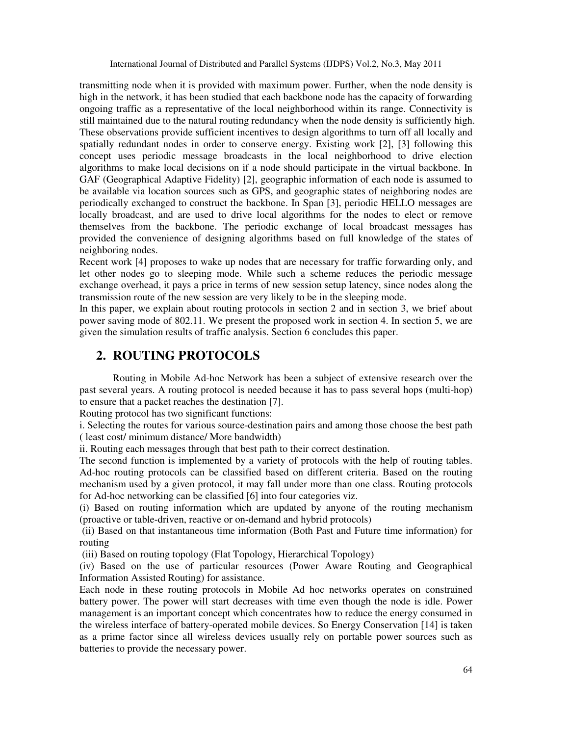transmitting node when it is provided with maximum power. Further, when the node density is high in the network, it has been studied that each backbone node has the capacity of forwarding ongoing traffic as a representative of the local neighborhood within its range. Connectivity is still maintained due to the natural routing redundancy when the node density is sufficiently high. These observations provide sufficient incentives to design algorithms to turn off all locally and spatially redundant nodes in order to conserve energy. Existing work [2], [3] following this concept uses periodic message broadcasts in the local neighborhood to drive election algorithms to make local decisions on if a node should participate in the virtual backbone. In GAF (Geographical Adaptive Fidelity) [2], geographic information of each node is assumed to be available via location sources such as GPS, and geographic states of neighboring nodes are periodically exchanged to construct the backbone. In Span [3], periodic HELLO messages are locally broadcast, and are used to drive local algorithms for the nodes to elect or remove themselves from the backbone. The periodic exchange of local broadcast messages has provided the convenience of designing algorithms based on full knowledge of the states of neighboring nodes.

Recent work [4] proposes to wake up nodes that are necessary for traffic forwarding only, and let other nodes go to sleeping mode. While such a scheme reduces the periodic message exchange overhead, it pays a price in terms of new session setup latency, since nodes along the transmission route of the new session are very likely to be in the sleeping mode.

In this paper, we explain about routing protocols in section 2 and in section 3, we brief about power saving mode of 802.11. We present the proposed work in section 4. In section 5, we are given the simulation results of traffic analysis. Section 6 concludes this paper.

## 2. ROUTING PROTOCOLS

Routing in Mobile Ad-hoc Network has been a subject of extensive research over the past several years. A routing protocol is needed because it has to pass several hops (multi-hop) to ensure that a packet reaches the destination [7].

Routing protocol has two significant functions:

i. Selecting the routes for various source-destination pairs and among those choose the best path ( least cost/ minimum distance/ More bandwidth)

ii. Routing each messages through that best path to their correct destination.

The second function is implemented by a variety of protocols with the help of routing tables. Ad-hoc routing protocols can be classified based on different criteria. Based on the routing mechanism used by a given protocol, it may fall under more than one class. Routing protocols for Ad-hoc networking can be classified [6] into four categories viz.

(i) Based on routing information which are updated by anyone of the routing mechanism (proactive or table-driven, reactive or on-demand and hybrid protocols)

(ii) Based on that instantaneous time information (Both Past and Future time information) for routing

(iii) Based on routing topology (Flat Topology, Hierarchical Topology)

(iv) Based on the use of particular resources (Power Aware Routing and Geographical Information Assisted Routing) for assistance.

Each node in these routing protocols in Mobile Ad hoc networks operates on constrained battery power. The power will start decreases with time even though the node is idle. Power management is an important concept which concentrates how to reduce the energy consumed in the wireless interface of battery-operated mobile devices. So Energy Conservation [14] is taken as a prime factor since all wireless devices usually rely on portable power sources such as batteries to provide the necessary power.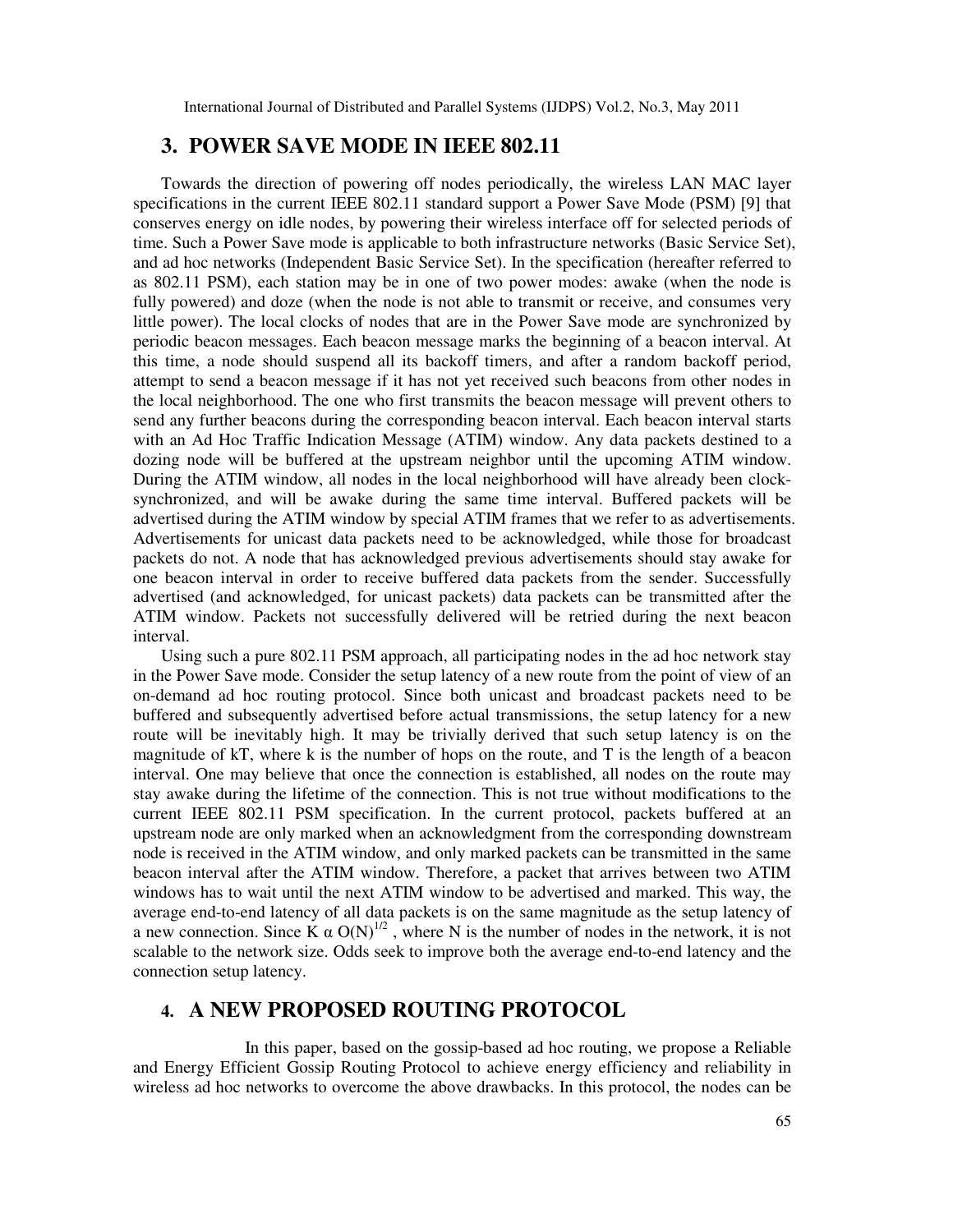## 3. POWER SAVE MODE IN IEEE 802.11

Towards the direction of powering off nodes periodically, the wireless LAN MAC layer specifications in the current IEEE 802.11 standard support a Power Save Mode (PSM) [9] that conserves energy on idle nodes, by powering their wireless interface off for selected periods of time. Such a Power Save mode is applicable to both infrastructure networks (Basic Service Set), and ad hoc networks (Independent Basic Service Set). In the specification (hereafter referred to as 802.11 PSM), each station may be in one of two power modes: awake (when the node is fully powered) and doze (when the node is not able to transmit or receive, and consumes very little power). The local clocks of nodes that are in the Power Save mode are synchronized by periodic beacon messages. Each beacon message marks the beginning of a beacon interval. At this time, a node should suspend all its backoff timers, and after a random backoff period, attempt to send a beacon message if it has not yet received such beacons from other nodes in the local neighborhood. The one who first transmits the beacon message will prevent others to send any further beacons during the corresponding beacon interval. Each beacon interval starts with an Ad Hoc Traffic Indication Message (ATIM) window. Any data packets destined to a dozing node will be buffered at the upstream neighbor until the upcoming ATIM window. During the ATIM window, all nodes in the local neighborhood will have already been clock-synchronized, and will be awake during the same time interval. Buffered packets will be advertised during the ATIM window by special ATIM frames that we refer to as advertisements. Advertisements for unicast data packets need to be acknowledged, while those for broadcast packets do not. A node that has acknowledged previous advertisements should stay awake for one beacon interval in order to receive buffered data packets from the sender. Successfully advertised (and acknowledged, for unicast packets) data packets can be transmitted after the ATIM window. Packets not successfully delivered will be retried during the next beacon interval.

Using such a pure 802.11 PSM approach, all participating nodes in the ad hoc network stay in the Power Save mode. Consider the setup latency of a new route from the point of view of an on-demand ad hoc routing protocol. Since both unicast and broadcast packets need to be buffered and subsequently advertised before actual transmissions, the setup latency for a new route will be inevitably high. It may be trivially derived that such setup latency is on the magnitude of kT, where k is the number of hops on the route, and T is the length of a beacon interval. One may believe that once the connection is established, all nodes on the route may stay awake during the lifetime of the connection. This is not true without modifications to the current IEEE 802.11 PSM specification. In the current protocol, packets buffered at an upstream node are only marked when an acknowledgment from the corresponding downstream node is received in the ATIM window, and only marked packets can be transmitted in the same beacon interval after the ATIM window. Therefore, a packet that arrives between two ATIM windows has to wait until the next ATIM window to be advertised and marked. This way, the average end-to-end latency of all data packets is on the same magnitude as the setup latency of a new connection. Since $K \alpha O(N)^{1/2}$, where N is the number of nodes in the network, it is not scalable to the network size. Odds seek to improve both the average end-to-end latency and the connection setup latency.

## 4. A NEW PROPOSED ROUTING PROTOCOL

In this paper, based on the gossip-based ad hoc routing, we propose a Reliable and Energy Efficient Gossip Routing Protocol to achieve energy efficiency and reliability in wireless ad hoc networks to overcome the above drawbacks. In this protocol, the nodes can be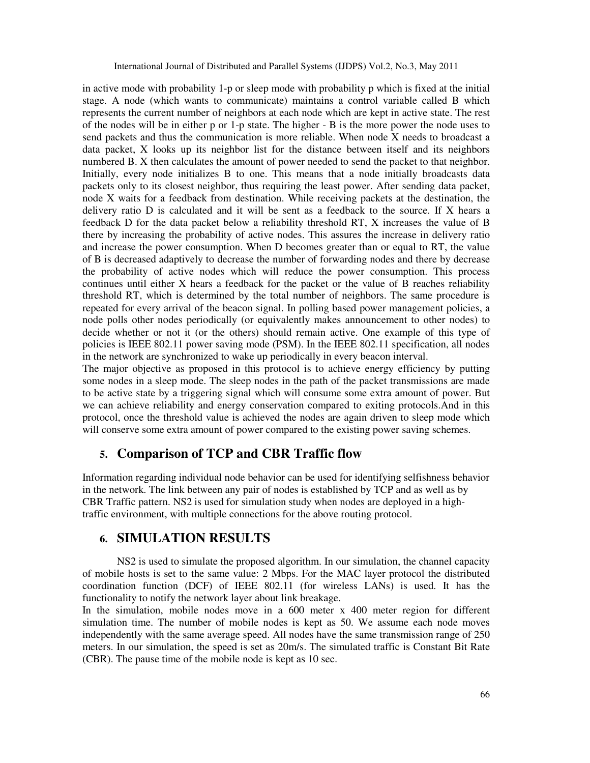in active mode with probability 1-p or sleep mode with probability p which is fixed at the initial stage. A node (which wants to communicate) maintains a control variable called B which represents the current number of neighbors at each node which are kept in active state. The rest of the nodes will be in either p or 1-p state. The higher - B is the more power the node uses to send packets and thus the communication is more reliable. When node X needs to broadcast a data packet, X looks up its neighbor list for the distance between itself and its neighbors numbered B. X then calculates the amount of power needed to send the packet to that neighbor. Initially, every node initializes B to one. This means that a node initially broadcasts data packets only to its closest neighbor, thus requiring the least power. After sending data packet, node X waits for a feedback from destination. While receiving packets at the destination, the delivery ratio D is calculated and it will be sent as a feedback to the source. If X hears a feedback D for the data packet below a reliability threshold RT, X increases the value of B there by increasing the probability of active nodes. This assures the increase in delivery ratio and increase the power consumption. When D becomes greater than or equal to RT, the value of B is decreased adaptively to decrease the number of forwarding nodes and there by decrease the probability of active nodes which will reduce the power consumption. This process continues until either X hears a feedback for the packet or the value of B reaches reliability threshold RT, which is determined by the total number of neighbors. The same procedure is repeated for every arrival of the beacon signal. In polling based power management policies, a node polls other nodes periodically (or equivalently makes announcement to other nodes) to decide whether or not it (or the others) should remain active. One example of this type of policies is IEEE 802.11 power saving mode (PSM). In the IEEE 802.11 specification, all nodes in the network are synchronized to wake up periodically in every beacon interval.

The major objective as proposed in this protocol is to achieve energy efficiency by putting some nodes in a sleep mode. The sleep nodes in the path of the packet transmissions are made to be active state by a triggering signal which will consume some extra amount of power. But we can achieve reliability and energy conservation compared to exiting protocols.And in this protocol, once the threshold value is achieved the nodes are again driven to sleep mode which will conserve some extra amount of power compared to the existing power saving schemes.

## 5. Comparison of TCP and CBR Traffic flow

Information regarding individual node behavior can be used for identifying selfishness behavior in the network. The link between any pair of nodes is established by TCP and as well as by CBR Traffic pattern. NS2 is used for simulation study when nodes are deployed in a high-traffic environment, with multiple connections for the above routing protocol.

## 6. SIMULATION RESULTS

NS2 is used to simulate the proposed algorithm. In our simulation, the channel capacity of mobile hosts is set to the same value: 2 Mbps. For the MAC layer protocol the distributed coordination function (DCF) of IEEE 802.11 (for wireless LANs) is used. It has the functionality to notify the network layer about link breakage.

In the simulation, mobile nodes move in a 600 meter x 400 meter region for different simulation time. The number of mobile nodes is kept as 50. We assume each node moves independently with the same average speed. All nodes have the same transmission range of 250 meters. In our simulation, the speed is set as 20m/s. The simulated traffic is Constant Bit Rate (CBR). The pause time of the mobile node is kept as 10 sec.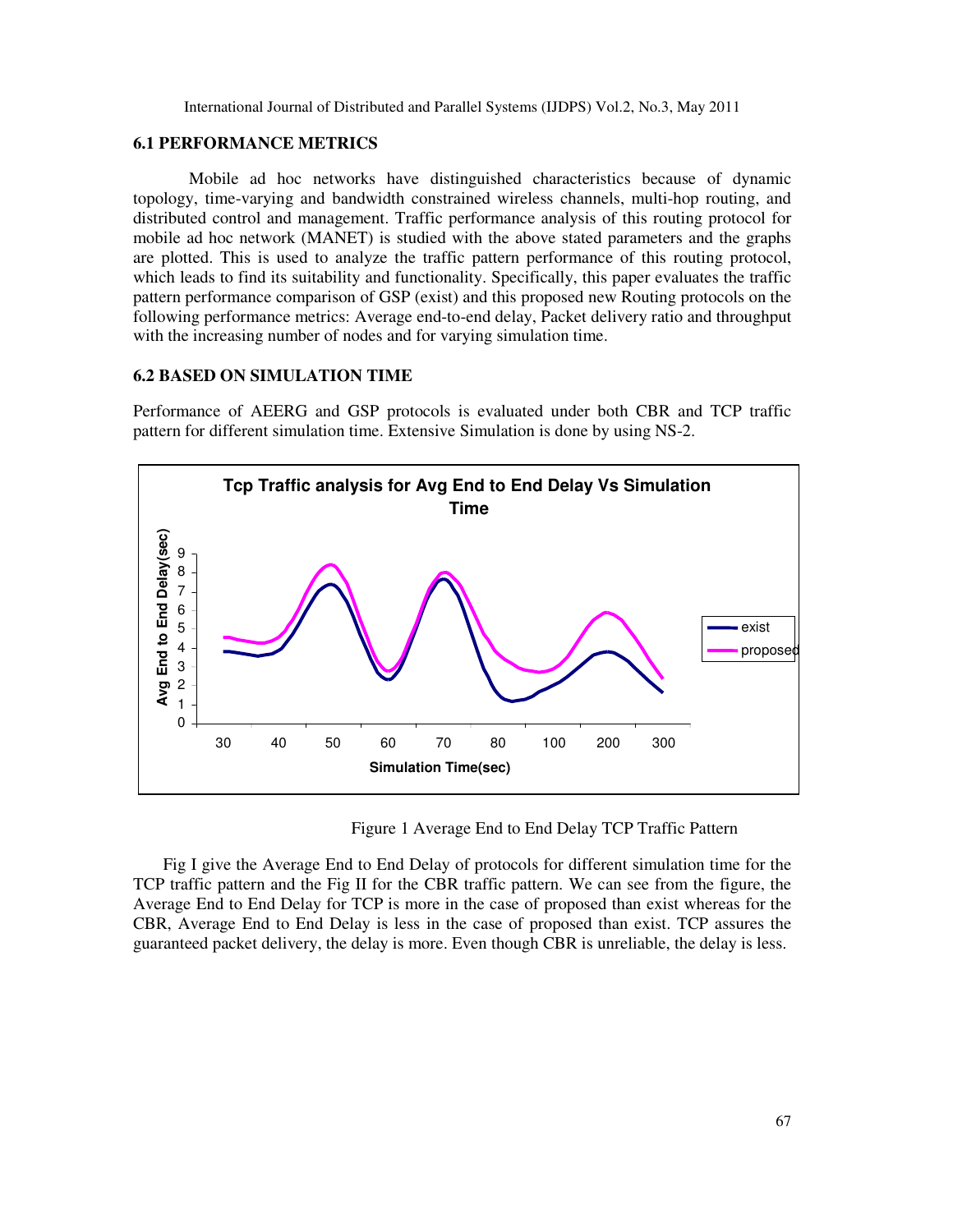### 6.1 PERFORMANCE METRICS

Mobile ad hoc networks have distinguished characteristics because of dynamic topology, time-varying and bandwidth constrained wireless channels, multi-hop routing, and distributed control and management. Traffic performance analysis of this routing protocol for mobile ad hoc network (MANET) is studied with the above stated parameters and the graphs are plotted. This is used to analyze the traffic pattern performance of this routing protocol, which leads to find its suitability and functionality. Specifically, this paper evaluates the traffic pattern performance comparison of GSP (exist) and this proposed new Routing protocols on the following performance metrics: Average end-to-end delay, Packet delivery ratio and throughput with the increasing number of nodes and for varying simulation time.

### 6.2 BASED ON SIMULATION TIME

Performance of AEERG and GSP protocols is evaluated under both CBR and TCP traffic pattern for different simulation time. Extensive Simulation is done by using NS-2.

Figure 1 Average End to End Delay TCP Traffic Pattern

Fig I give the Average End to End Delay of protocols for different simulation time for the TCP traffic pattern and the Fig II for the CBR traffic pattern. We can see from the figure, the Average End to End Delay for TCP is more in the case of proposed than exist whereas for the CBR, Average End to End Delay is less in the case of proposed than exist. TCP assures the guaranteed packet delivery, the delay is more. Even though CBR is unreliable, the delay is less.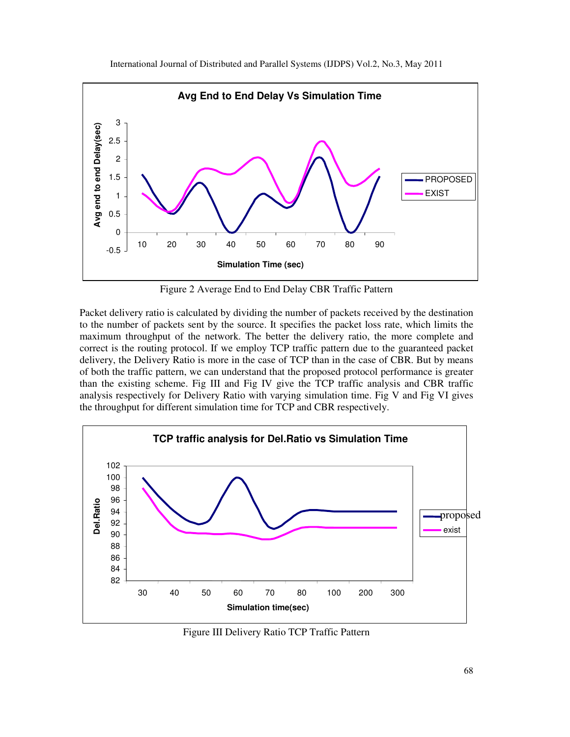Figure 2 Average End to End Delay CBR Traffic Pattern

Packet delivery ratio is calculated by dividing the number of packets received by the destination to the number of packets sent by the source. It specifies the packet loss rate, which limits the maximum throughput of the network. The better the delivery ratio, the more complete and correct is the routing protocol. If we employ TCP traffic pattern due to the guaranteed packet delivery, the Delivery Ratio is more in the case of TCP than in the case of CBR. But by means of both the traffic pattern, we can understand that the proposed protocol performance is greater than the existing scheme. Fig III and Fig IV give the TCP traffic analysis and CBR traffic analysis respectively for Delivery Ratio with varying simulation time. Fig V and Fig VI gives the throughput for different simulation time for TCP and CBR respectively.

Figure III Delivery Ratio TCP Traffic Pattern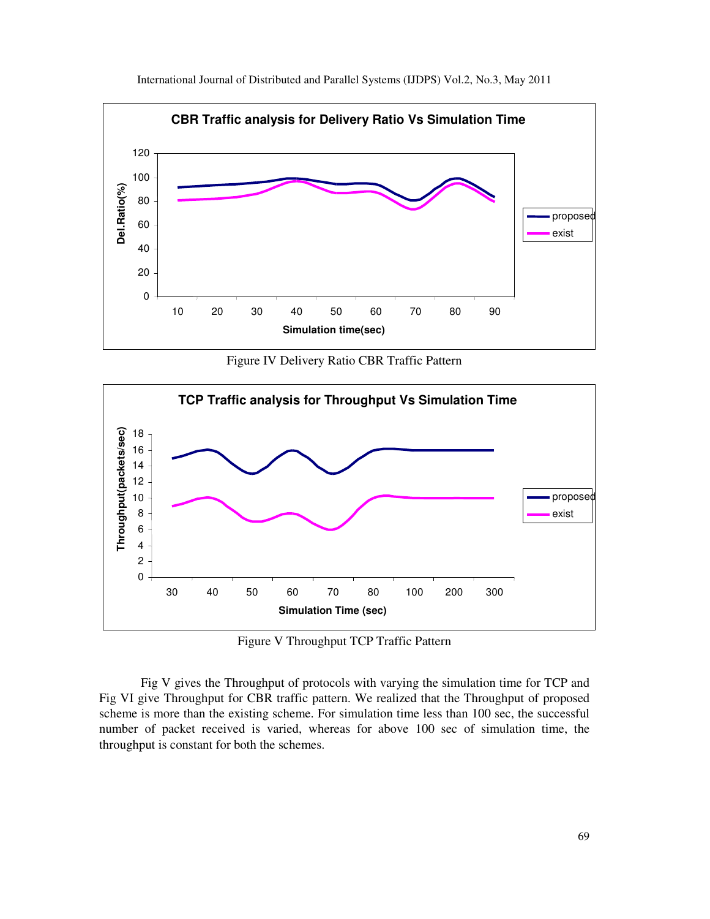Figure IV Delivery Ratio CBR Traffic Pattern

Figure V Throughput TCP Traffic Pattern

Fig V gives the Throughput of protocols with varying the simulation time for TCP and Fig VI give Throughput for CBR traffic pattern. We realized that the Throughput of proposed scheme is more than the existing scheme. For simulation time less than 100 sec, the successful number of packet received is varied, whereas for above 100 sec of simulation time, the throughput is constant for both the schemes.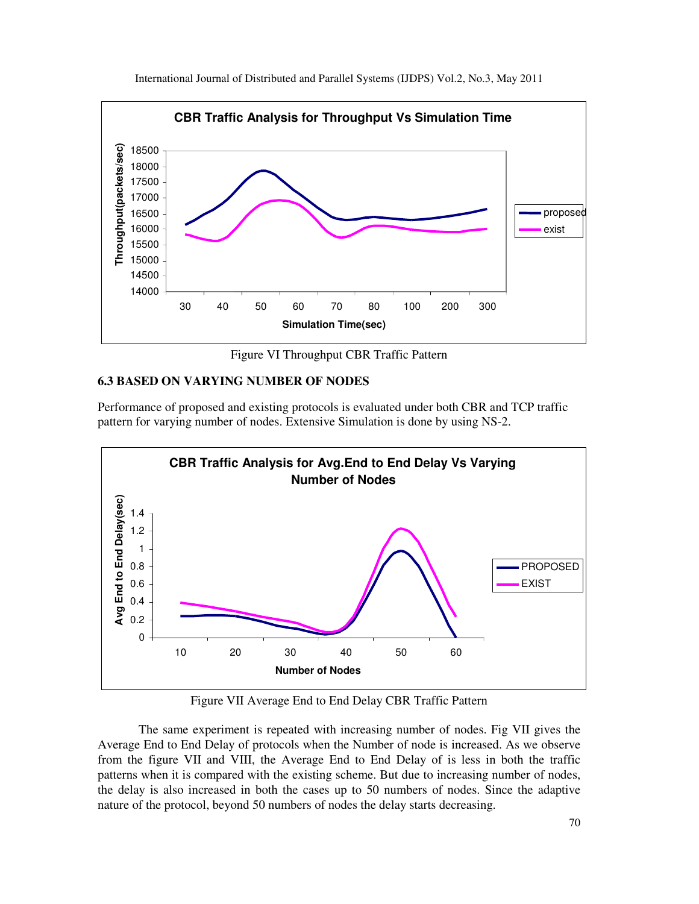Figure VI Throughput CBR Traffic Pattern

### 6.3 BASED ON VARYING NUMBER OF NODES

Performance of proposed and existing protocols is evaluated under both CBR and TCP traffic pattern for varying number of nodes. Extensive Simulation is done by using NS-2.

Figure VII Average End to End Delay CBR Traffic Pattern

The same experiment is repeated with increasing number of nodes. Fig VII gives the Average End to End Delay of protocols when the Number of node is increased. As we observe from the figure VII and VIII, the Average End to End Delay of is less in both the traffic patterns when it is compared with the existing scheme. But due to increasing number of nodes, the delay is also increased in both the cases up to 50 numbers of nodes. Since the adaptive nature of the protocol, beyond 50 numbers of nodes the delay starts decreasing.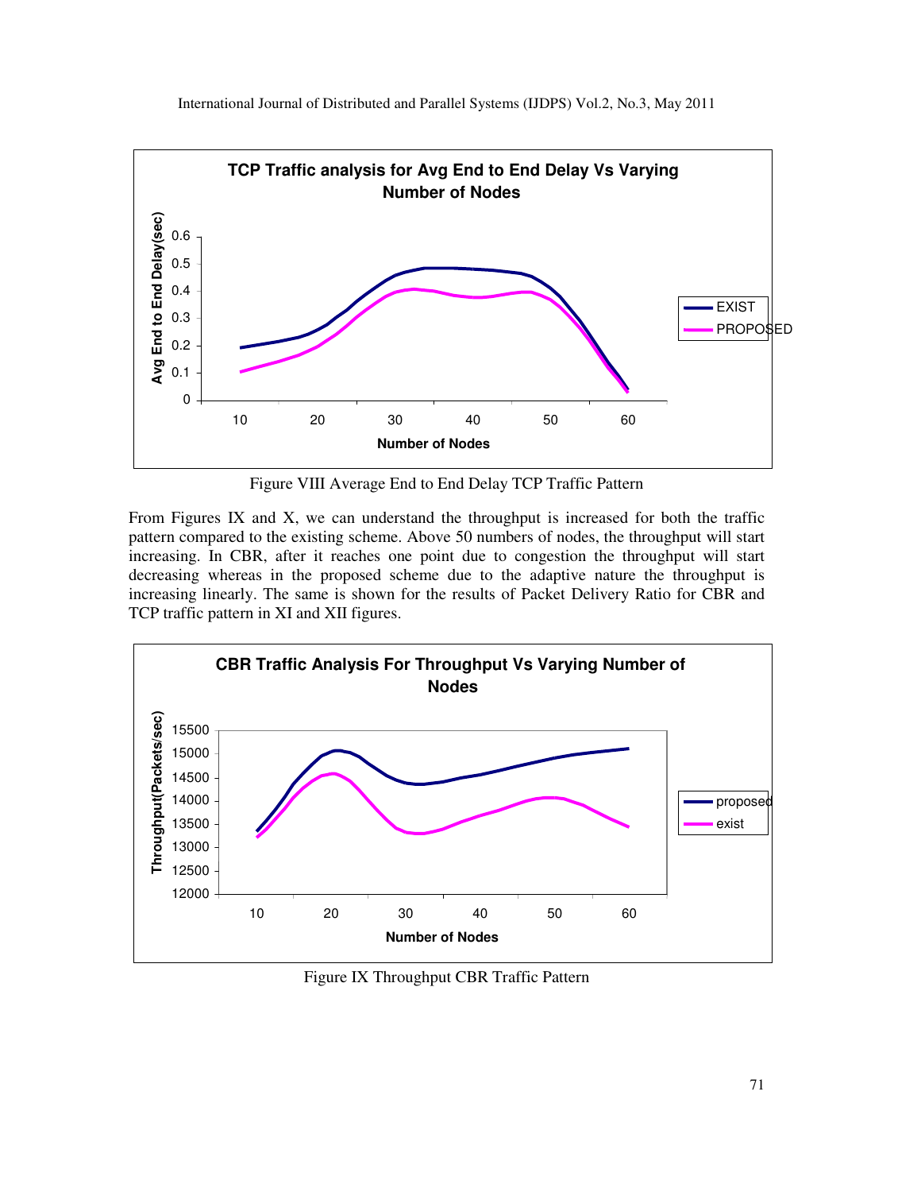Figure VIII Average End to End Delay TCP Traffic Pattern

From Figures IX and X, we can understand the throughput is increased for both the traffic pattern compared to the existing scheme. Above 50 numbers of nodes, the throughput will start increasing. In CBR, after it reaches one point due to congestion the throughput will start decreasing whereas in the proposed scheme due to the adaptive nature the throughput is increasing linearly. The same is shown for the results of Packet Delivery Ratio for CBR and TCP traffic pattern in XI and XII figures.

Figure IX Throughput CBR Traffic Pattern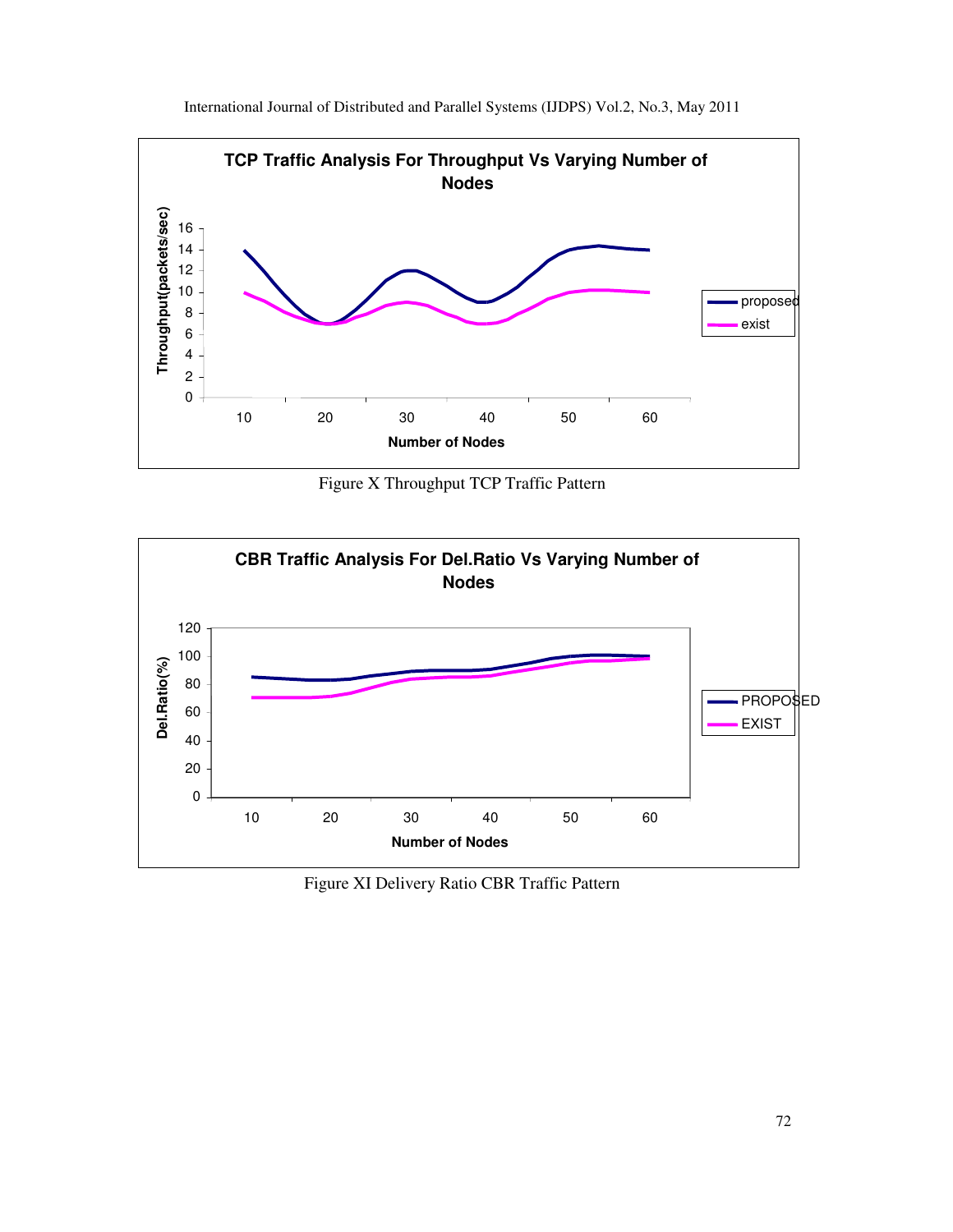Figure X Throughput TCP Traffic Pattern

Figure XI Delivery Ratio CBR Traffic Pattern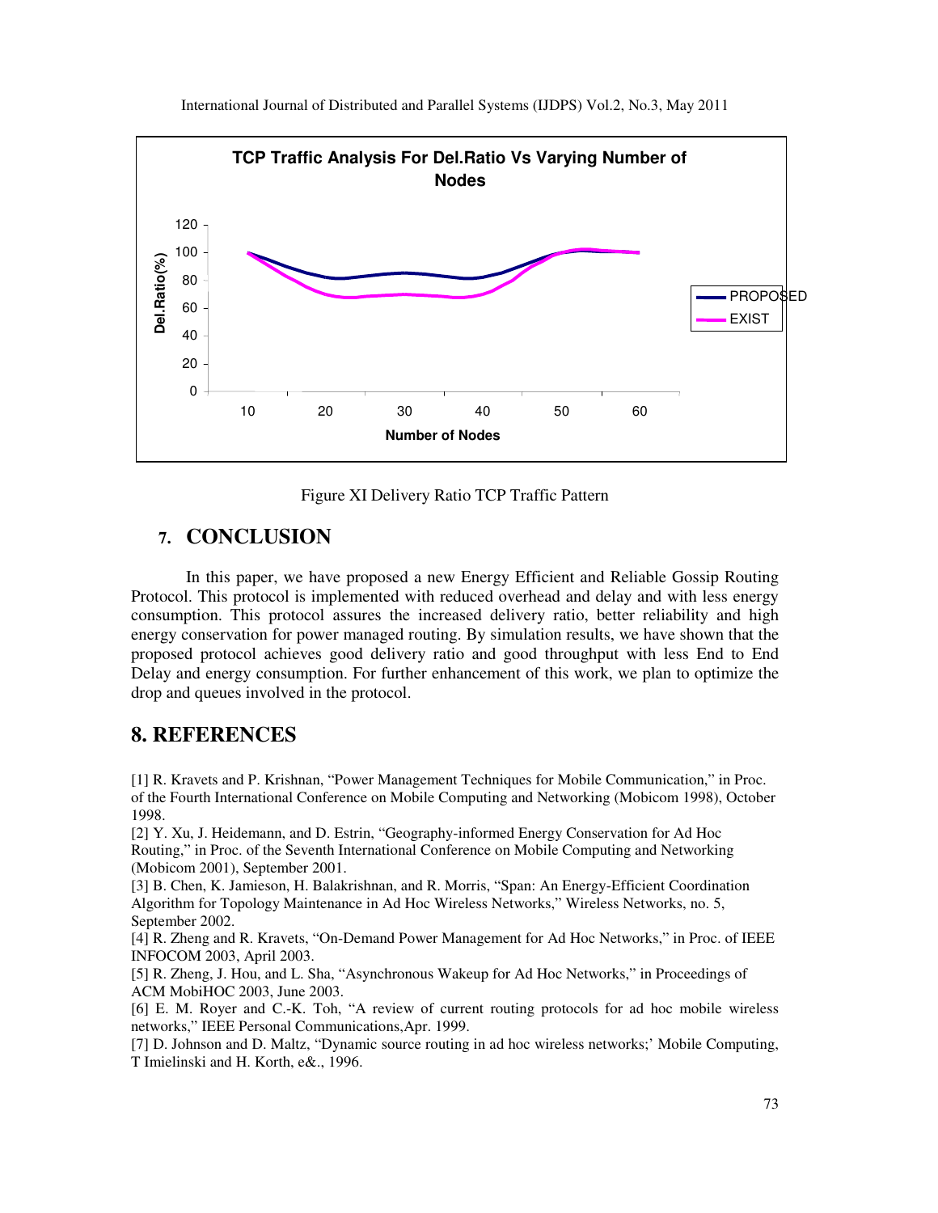Figure XI Delivery Ratio TCP Traffic Pattern

## 7. CONCLUSION

In this paper, we have proposed a new Energy Efficient and Reliable Gossip Routing Protocol. This protocol is implemented with reduced overhead and delay and with less energy consumption. This protocol assures the increased delivery ratio, better reliability and high energy conservation for power managed routing. By simulation results, we have shown that the proposed protocol achieves good delivery ratio and good throughput with less End to End Delay and energy consumption. For further enhancement of this work, we plan to optimize the drop and queues involved in the protocol.

## 8. REFERENCES

[1] R. Kravets and P. Krishnan, "Power Management Techniques for Mobile Communication," in Proc. of the Fourth International Conference on Mobile Computing and Networking (Mobicom 1998), October 1998.

[2] Y. Xu, J. Heidemann, and D. Estrin, "Geography-informed Energy Conservation for Ad Hoc Routing," in Proc. of the Seventh International Conference on Mobile Computing and Networking (Mobicom 2001), September 2001.

[3] B. Chen, K. Jamieson, H. Balakrishnan, and R. Morris, "Span: An Energy-Efficient Coordination Algorithm for Topology Maintenance in Ad Hoc Wireless Networks," Wireless Networks, no. 5, September 2002.

[4] R. Zheng and R. Kravets, "On-Demand Power Management for Ad Hoc Networks," in Proc. of IEEE INFOCOM 2003, April 2003.

[5] R. Zheng, J. Hou, and L. Sha, "Asynchronous Wakeup for Ad Hoc Networks," in Proceedings of ACM MobiHOC 2003, June 2003.

[6] E. M. Royer and C.-K. Toh, "A review of current routing protocols for ad hoc mobile wireless networks," IEEE Personal Communications,Apr. 1999.

[7] D. Johnson and D. Maltz, "Dynamic source routing in ad hoc wireless networks;' Mobile Computing, T Imielinski and H. Korth, e&., 1996.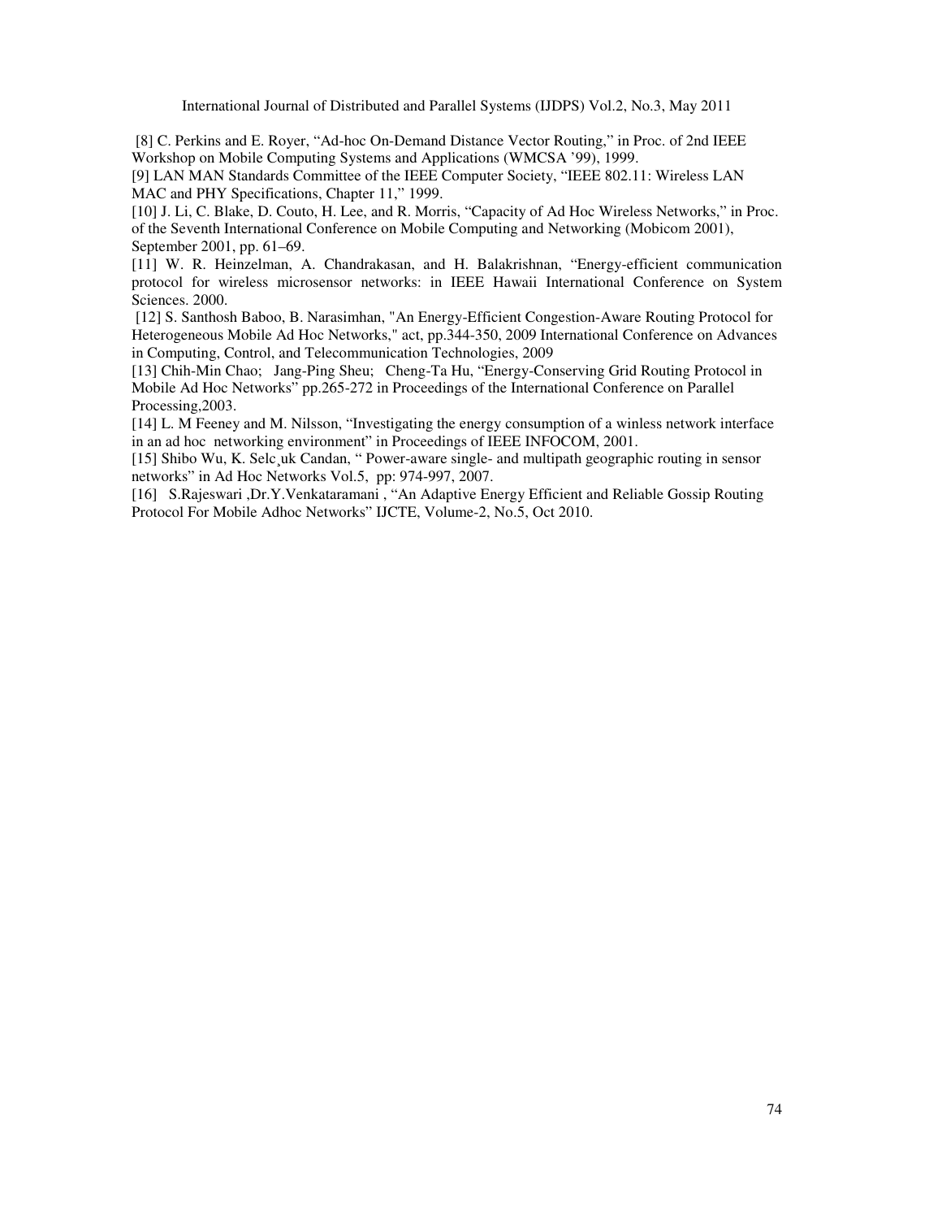[8] C. Perkins and E. Royer, "Ad-hoc On-Demand Distance Vector Routing," in Proc. of 2nd IEEE Workshop on Mobile Computing Systems and Applications (WMCSA '99), 1999.

[9] LAN MAN Standards Committee of the IEEE Computer Society, "IEEE 802.11: Wireless LAN MAC and PHY Specifications, Chapter 11," 1999.

[10] J. Li, C. Blake, D. Couto, H. Lee, and R. Morris, "Capacity of Ad Hoc Wireless Networks," in Proc. of the Seventh International Conference on Mobile Computing and Networking (Mobicom 2001), September 2001, pp. 61–69.

[11] W. R. Heinzelman, A. Chandrakasan, and H. Balakrishnan, "Energy-efficient communication protocol for wireless microsensor networks: in IEEE Hawaii International Conference on System Sciences. 2000.

[12] S. Santhosh Baboo, B. Narasimhan, "An Energy-Efficient Congestion-Aware Routing Protocol for Heterogeneous Mobile Ad Hoc Networks," act, pp.344-350, 2009 International Conference on Advances in Computing, Control, and Telecommunication Technologies, 2009

[13] Chih-Min Chao; Jang-Ping Sheu; Cheng-Ta Hu, "Energy-Conserving Grid Routing Protocol in Mobile Ad Hoc Networks" pp.265-272 in Proceedings of the International Conference on Parallel Processing,2003.

[14] L. M Feeney and M. Nilsson, "Investigating the energy consumption of a winless network interface in an ad hoc networking environment" in Proceedings of IEEE INFOCOM, 2001.

[15] Shibo Wu, K. Selc¸uk Candan, " Power-aware single- and multipath geographic routing in sensor networks" in Ad Hoc Networks Vol.5, pp: 974-997, 2007.

[16] S.Rajeswari ,Dr.Y.Venkataramani , "An Adaptive Energy Efficient and Reliable Gossip Routing Protocol For Mobile Adhoc Networks" IJCTE, Volume-2, No.5, Oct 2010.